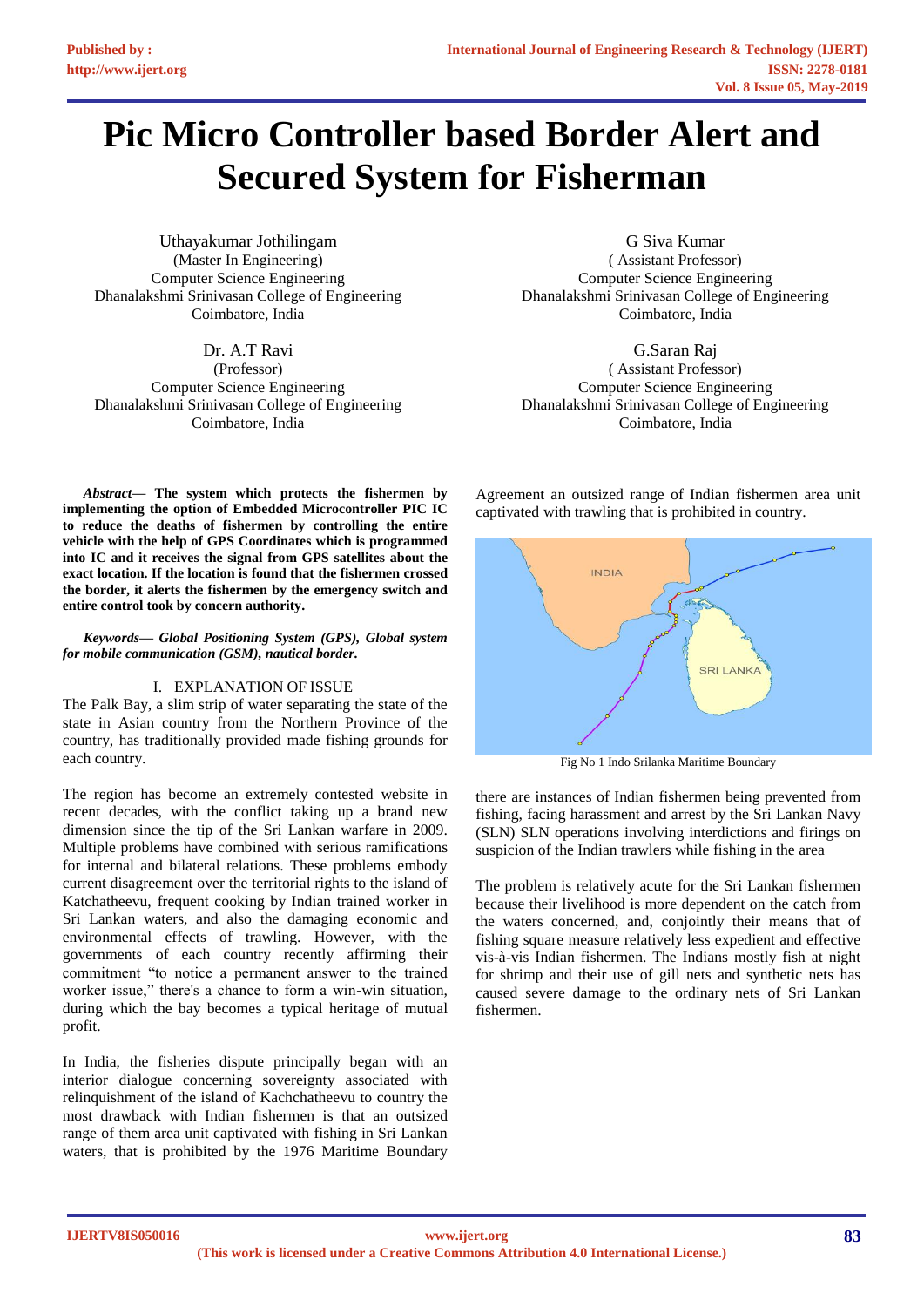# Pic Micro Controller based Border Alert and Secured System for Fisherman

Uthayakumar Jothilingam
(Master In Engineering)
Computer Science Engineering
Dhanalakshmi Srinivasan College of Engineering
Coimbatore, India

G Siva Kumar
( Assistant Professor)
Computer Science Engineering
Dhanalakshmi Srinivasan College of Engineering
Coimbatore, India

Dr. A.T Ravi
(Professor)
Computer Science Engineering
Dhanalakshmi Srinivasan College of Engineering
Coimbatore, India

G.Saran Raj
( Assistant Professor)
Computer Science Engineering
Dhanalakshmi Srinivasan College of Engineering
Coimbatore, India

***Abstract*— The system which protects the fishermen by implementing the option of Embedded Microcontroller PIC IC to reduce the deaths of fishermen by controlling the entire vehicle with the help of GPS Coordinates which is programmed into IC and it receives the signal from GPS satellites about the exact location. If the location is found that the fishermen crossed the border, it alerts the fishermen by the emergency switch and entire control took by concern authority.**

***Keywords*— *Global Positioning System (GPS), Global system for mobile communication (GSM), nautical border.***

## I. EXPLANATION OF ISSUE

The Palk Bay, a slim strip of water separating the state of the state in Asian country from the Northern Province of the country, has traditionally provided made fishing grounds for each country.

The region has become an extremely contested website in recent decades, with the conflict taking up a brand new dimension since the tip of the Sri Lankan warfare in 2009. Multiple problems have combined with serious ramifications for internal and bilateral relations. These problems embody current disagreement over the territorial rights to the island of Katchatheevu, frequent cooking by Indian trained worker in Sri Lankan waters, and also the damaging economic and environmental effects of trawling. However, with the governments of each country recently affirming their commitment "to notice a permanent answer to the trained worker issue," there's a chance to form a win-win situation, during which the bay becomes a typical heritage of mutual profit.

In India, the fisheries dispute principally began with an interior dialogue concerning sovereignty associated with relinquishment of the island of Kachchatheevu to country the most drawback with Indian fishermen is that an outsized range of them area unit captivated with fishing in Sri Lankan waters, that is prohibited by the 1976 Maritime Boundary Agreement an outsized range of Indian fishermen area unit captivated with trawling that is prohibited in country.

Fig No 1 Indo Srilanka Maritime Boundary

there are instances of Indian fishermen being prevented from fishing, facing harassment and arrest by the Sri Lankan Navy (SLN) SLN operations involving interdictions and firings on suspicion of the Indian trawlers while fishing in the area

The problem is relatively acute for the Sri Lankan fishermen because their livelihood is more dependent on the catch from the waters concerned, and, conjointly their means that of fishing square measure relatively less expedient and effective vis-à-vis Indian fishermen. The Indians mostly fish at night for shrimp and their use of gill nets and synthetic nets has caused severe damage to the ordinary nets of Sri Lankan fishermen.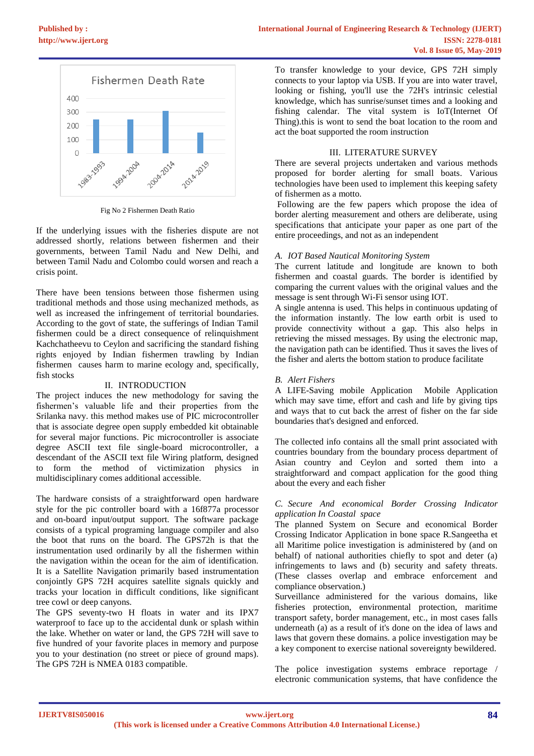Fishermen Death Rate

| Period | Value |
|---|---|
| 1983-1993 | ~250 |
| 1994-2004 | ~250 |
| 2004-2014 | ~310 |
| 2014-2019 | ~150 |

Fig No 2 Fishermen Death Ratio

If the underlying issues with the fisheries dispute are not addressed shortly, relations between fishermen and their governments, between Tamil Nadu and New Delhi, and between Tamil Nadu and Colombo could worsen and reach a crisis point.

There have been tensions between those fishermen using traditional methods and those using mechanized methods, as well as increased the infringement of territorial boundaries. According to the govt of state, the sufferings of Indian Tamil fishermen could be a direct consequence of relinquishment Kachchatheevu to Ceylon and sacrificing the standard fishing rights enjoyed by Indian fishermen trawling by Indian fishermen causes harm to marine ecology and, specifically, fish stocks

## II. INTRODUCTION

The project induces the new methodology for saving the fishermen's valuable life and their properties from the Srilanka navy. this method makes use of PIC microcontroller that is associate degree open supply embedded kit obtainable for several major functions. Pic microcontroller is associate degree ASCII text file single-board microcontroller, a descendant of the ASCII text file Wiring platform, designed to form the method of victimization physics in multidisciplinary comes additional accessible.

The hardware consists of a straightforward open hardware style for the pic controller board with a 16f877a processor and on-board input/output support. The software package consists of a typical programing language compiler and also the boot that runs on the board. The GPS72h is that the instrumentation used ordinarily by all the fishermen within the navigation within the ocean for the aim of identification. It is a Satellite Navigation primarily based instrumentation conjointly GPS 72H acquires satellite signals quickly and tracks your location in difficult conditions, like significant tree cowl or deep canyons.

The GPS seventy-two H floats in water and its IPX7 waterproof to face up to the accidental dunk or splash within the lake. Whether on water or land, the GPS 72H will save to five hundred of your favorite places in memory and purpose you to your destination (no street or piece of ground maps). The GPS 72H is NMEA 0183 compatible.

To transfer knowledge to your device, GPS 72H simply connects to your laptop via USB. If you are into water travel, looking or fishing, you'll use the 72H's intrinsic celestial knowledge, which has sunrise/sunset times and a looking and fishing calendar. The vital system is IoT(Internet Of Thing).this is wont to send the boat location to the room and act the boat supported the room instruction

## III. LITERATURE SURVEY

There are several projects undertaken and various methods proposed for border alerting for small boats. Various technologies have been used to implement this keeping safety of fishermen as a motto.

Following are the few papers which propose the idea of border alerting measurement and others are deliberate, using specifications that anticipate your paper as one part of the entire proceedings, and not as an independent

### *A. IOT Based Nautical Monitoring System*

The current latitude and longitude are known to both fishermen and coastal guards. The border is identified by comparing the current values with the original values and the message is sent through Wi-Fi sensor using IOT.

A single antenna is used. This helps in continuous updating of the information instantly. The low earth orbit is used to provide connectivity without a gap. This also helps in retrieving the missed messages. By using the electronic map, the navigation path can be identified. Thus it saves the lives of the fisher and alerts the bottom station to produce facilitate

### *B. Alert Fishers*

A LIFE-Saving mobile Application Mobile Application which may save time, effort and cash and life by giving tips and ways that to cut back the arrest of fisher on the far side boundaries that's designed and enforced.

The collected info contains all the small print associated with countries boundary from the boundary process department of Asian country and Ceylon and sorted them into a straightforward and compact application for the good thing about the every and each fisher

### *C. Secure And economical Border Crossing Indicator application In Coastal space*

The planned System on Secure and economical Border Crossing Indicator Application in bone space R.Sangeetha et all Maritime police investigation is administered by (and on behalf) of national authorities chiefly to spot and deter (a) infringements to laws and (b) security and safety threats. (These classes overlap and embrace enforcement and compliance observation.)

Surveillance administered for the various domains, like fisheries protection, environmental protection, maritime transport safety, border management, etc., in most cases falls underneath (a) as a result of it's done on the idea of laws and laws that govern these domains. a police investigation may be a key component to exercise national sovereignty bewildered.

The police investigation systems embrace reportage / electronic communication systems, that have confidence the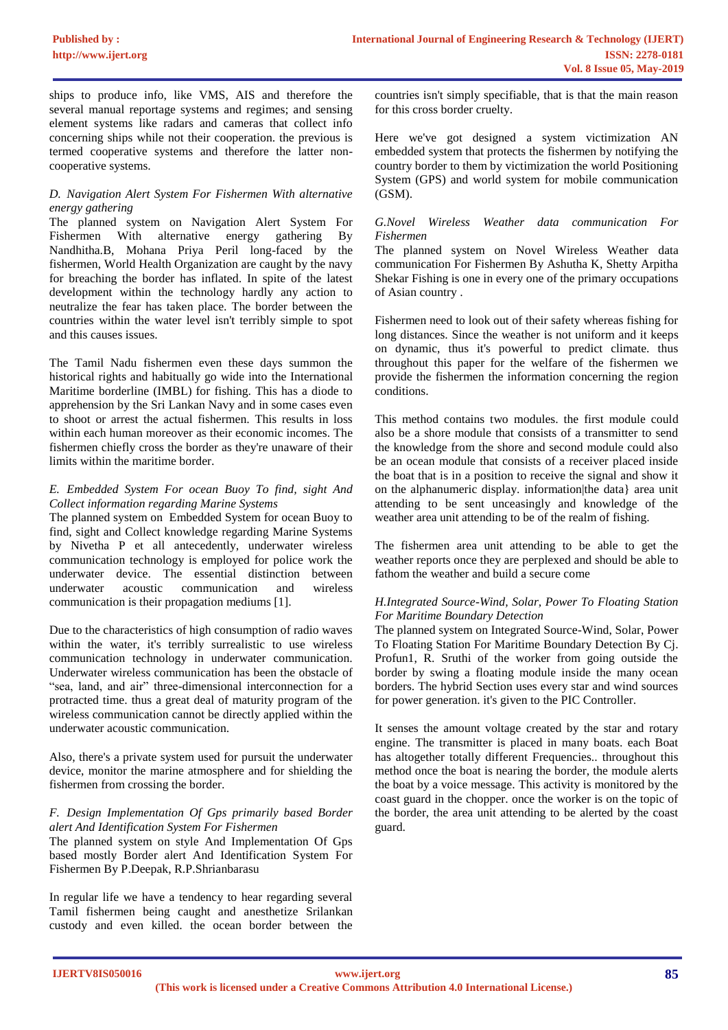ships to produce info, like VMS, AIS and therefore the several manual reportage systems and regimes; and sensing element systems like radars and cameras that collect info concerning ships while not their cooperation. the previous is termed cooperative systems and therefore the latter non-cooperative systems.

### *D. Navigation Alert System For Fishermen With alternative energy gathering*

The planned system on Navigation Alert System For Fishermen With alternative energy gathering By Nandhitha.B, Mohana Priya Peril long-faced by the fishermen, World Health Organization are caught by the navy for breaching the border has inflated. In spite of the latest development within the technology hardly any action to neutralize the fear has taken place. The border between the countries within the water level isn't terribly simple to spot and this causes issues.

The Tamil Nadu fishermen even these days summon the historical rights and habitually go wide into the International Maritime borderline (IMBL) for fishing. This has a diode to apprehension by the Sri Lankan Navy and in some cases even to shoot or arrest the actual fishermen. This results in loss within each human moreover as their economic incomes. The fishermen chiefly cross the border as they're unaware of their limits within the maritime border.

### *E. Embedded System For ocean Buoy To find, sight And Collect information regarding Marine Systems*

The planned system on Embedded System for ocean Buoy to find, sight and Collect knowledge regarding Marine Systems by Nivetha P et all antecedently, underwater wireless communication technology is employed for police work the underwater device. The essential distinction between underwater acoustic communication and wireless communication is their propagation mediums [1].

Due to the characteristics of high consumption of radio waves within the water, it's terribly surrealistic to use wireless communication technology in underwater communication. Underwater wireless communication has been the obstacle of "sea, land, and air" three-dimensional interconnection for a protracted time. thus a great deal of maturity program of the wireless communication cannot be directly applied within the underwater acoustic communication.

Also, there's a private system used for pursuit the underwater device, monitor the marine atmosphere and for shielding the fishermen from crossing the border.

### *F. Design Implementation Of Gps primarily based Border alert And Identification System For Fishermen*

The planned system on style And Implementation Of Gps based mostly Border alert And Identification System For Fishermen By P.Deepak, R.P.Shrianbarasu

In regular life we have a tendency to hear regarding several Tamil fishermen being caught and anesthetize Srilankan custody and even killed. the ocean border between the countries isn't simply specifiable, that is that the main reason for this cross border cruelty.

Here we've got designed a system victimization AN embedded system that protects the fishermen by notifying the country border to them by victimization the world Positioning System (GPS) and world system for mobile communication (GSM).

### *G.Novel Wireless Weather data communication For Fishermen*

The planned system on Novel Wireless Weather data communication For Fishermen By Ashutha K, Shetty Arpitha Shekar Fishing is one in every one of the primary occupations of Asian country .

Fishermen need to look out of their safety whereas fishing for long distances. Since the weather is not uniform and it keeps on dynamic, thus it's powerful to predict climate. thus throughout this paper for the welfare of the fishermen we provide the fishermen the information concerning the region conditions.

This method contains two modules. the first module could also be a shore module that consists of a transmitter to send the knowledge from the shore and second module could also be an ocean module that consists of a receiver placed inside the boat that is in a position to receive the signal and show it on the alphanumeric display. information|the data} area unit attending to be sent unceasingly and knowledge of the weather area unit attending to be of the realm of fishing.

The fishermen area unit attending to be able to get the weather reports once they are perplexed and should be able to fathom the weather and build a secure come

### *H.Integrated Source-Wind, Solar, Power To Floating Station For Maritime Boundary Detection*

The planned system on Integrated Source-Wind, Solar, Power To Floating Station For Maritime Boundary Detection By Cj. Profun1, R. Sruthi of the worker from going outside the border by swing a floating module inside the many ocean borders. The hybrid Section uses every star and wind sources for power generation. it's given to the PIC Controller.

It senses the amount voltage created by the star and rotary engine. The transmitter is placed in many boats. each Boat has altogether totally different Frequencies.. throughout this method once the boat is nearing the border, the module alerts the boat by a voice message. This activity is monitored by the coast guard in the chopper. once the worker is on the topic of the border, the area unit attending to be alerted by the coast guard.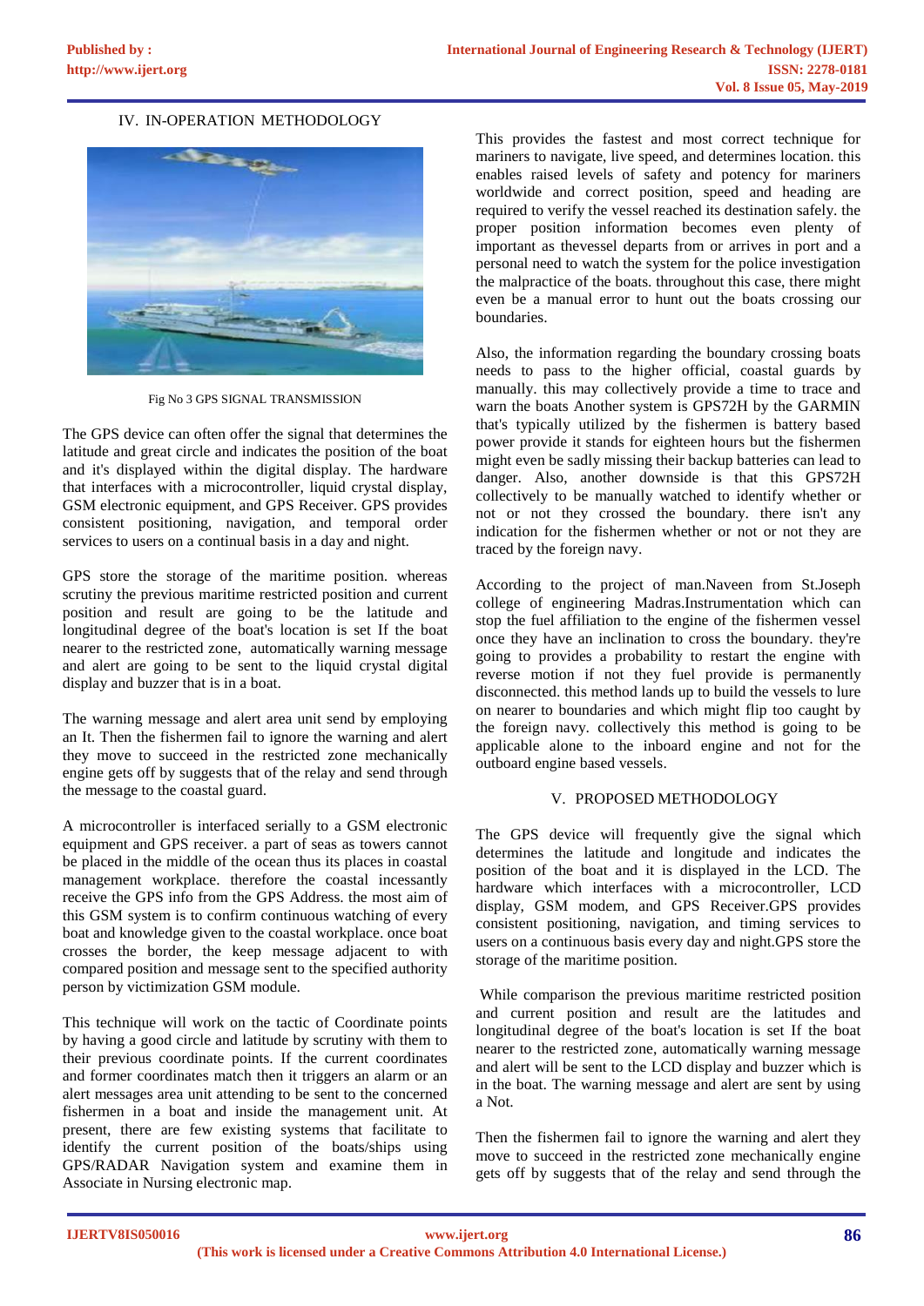## IV. IN-OPERATION METHODOLOGY

Fig No 3 GPS SIGNAL TRANSMISSION

The GPS device can often offer the signal that determines the latitude and great circle and indicates the position of the boat and it's displayed within the digital display. The hardware that interfaces with a microcontroller, liquid crystal display, GSM electronic equipment, and GPS Receiver. GPS provides consistent positioning, navigation, and temporal order services to users on a continual basis in a day and night.

GPS store the storage of the maritime position. whereas scrutiny the previous maritime restricted position and current position and result are going to be the latitude and longitudinal degree of the boat's location is set If the boat nearer to the restricted zone, automatically warning message and alert are going to be sent to the liquid crystal digital display and buzzer that is in a boat.

The warning message and alert area unit send by employing an It. Then the fishermen fail to ignore the warning and alert they move to succeed in the restricted zone mechanically engine gets off by suggests that of the relay and send through the message to the coastal guard.

A microcontroller is interfaced serially to a GSM electronic equipment and GPS receiver. a part of seas as towers cannot be placed in the middle of the ocean thus its places in coastal management workplace. therefore the coastal incessantly receive the GPS info from the GPS Address. the most aim of this GSM system is to confirm continuous watching of every boat and knowledge given to the coastal workplace. once boat crosses the border, the keep message adjacent to with compared position and message sent to the specified authority person by victimization GSM module.

This technique will work on the tactic of Coordinate points by having a good circle and latitude by scrutiny with them to their previous coordinate points. If the current coordinates and former coordinates match then it triggers an alarm or an alert messages area unit attending to be sent to the concerned fishermen in a boat and inside the management unit. At present, there are few existing systems that facilitate to identify the current position of the boats/ships using GPS/RADAR Navigation system and examine them in Associate in Nursing electronic map.

This provides the fastest and most correct technique for mariners to navigate, live speed, and determines location. this enables raised levels of safety and potency for mariners worldwide and correct position, speed and heading are required to verify the vessel reached its destination safely. the proper position information becomes even plenty of important as thevessel departs from or arrives in port and a personal need to watch the system for the police investigation the malpractice of the boats. throughout this case, there might even be a manual error to hunt out the boats crossing our boundaries.

Also, the information regarding the boundary crossing boats needs to pass to the higher official, coastal guards by manually. this may collectively provide a time to trace and warn the boats Another system is GPS72H by the GARMIN that's typically utilized by the fishermen is battery based power provide it stands for eighteen hours but the fishermen might even be sadly missing their backup batteries can lead to danger. Also, another downside is that this GPS72H collectively to be manually watched to identify whether or not or not they crossed the boundary. there isn't any indication for the fishermen whether or not or not they are traced by the foreign navy.

According to the project of man.Naveen from St.Joseph college of engineering Madras.Instrumentation which can stop the fuel affiliation to the engine of the fishermen vessel once they have an inclination to cross the boundary. they're going to provides a probability to restart the engine with reverse motion if not they fuel provide is permanently disconnected. this method lands up to build the vessels to lure on nearer to boundaries and which might flip too caught by the foreign navy. collectively this method is going to be applicable alone to the inboard engine and not for the outboard engine based vessels.

## V. PROPOSED METHODOLOGY

The GPS device will frequently give the signal which determines the latitude and longitude and indicates the position of the boat and it is displayed in the LCD. The hardware which interfaces with a microcontroller, LCD display, GSM modem, and GPS Receiver.GPS provides consistent positioning, navigation, and timing services to users on a continuous basis every day and night.GPS store the storage of the maritime position.

While comparison the previous maritime restricted position and current position and result are the latitudes and longitudinal degree of the boat's location is set If the boat nearer to the restricted zone, automatically warning message and alert will be sent to the LCD display and buzzer which is in the boat. The warning message and alert are sent by using a Not.

Then the fishermen fail to ignore the warning and alert they move to succeed in the restricted zone mechanically engine gets off by suggests that of the relay and send through the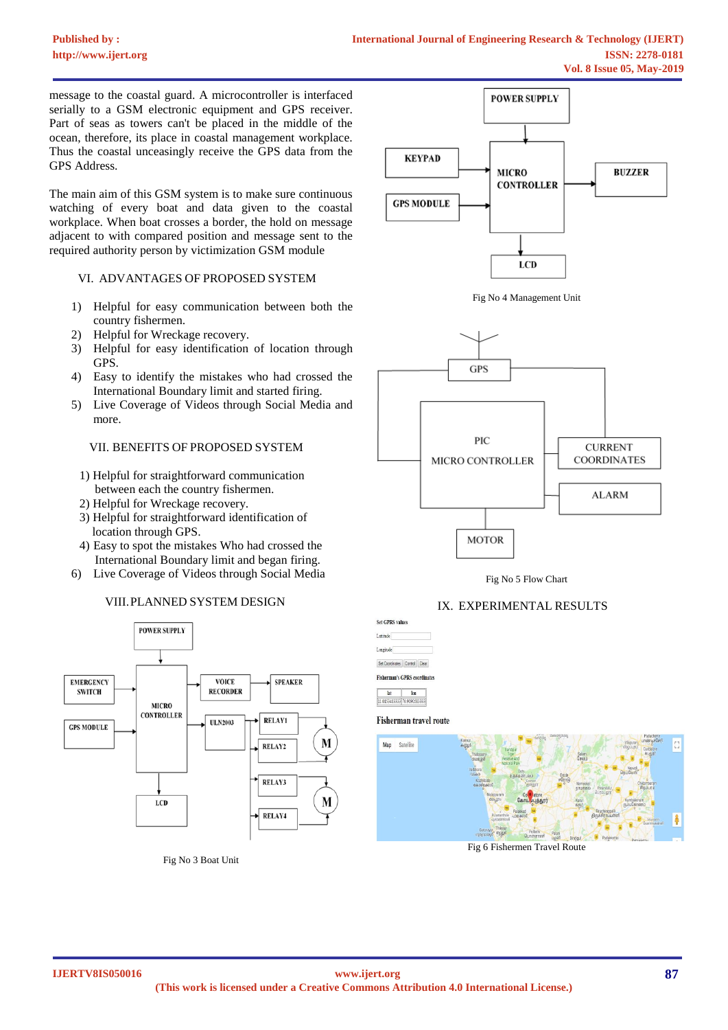message to the coastal guard. A microcontroller is interfaced serially to a GSM electronic equipment and GPS receiver. Part of seas as towers can't be placed in the middle of the ocean, therefore, its place in coastal management workplace. Thus the coastal unceasingly receive the GPS data from the GPS Address.

The main aim of this GSM system is to make sure continuous watching of every boat and data given to the coastal workplace. When boat crosses a border, the hold on message adjacent to with compared position and message sent to the required authority person by victimization GSM module

## VI. ADVANTAGES OF PROPOSED SYSTEM

1) Helpful for easy communication between both the country fishermen.
2) Helpful for Wreckage recovery.
3) Helpful for easy identification of location through GPS.
4) Easy to identify the mistakes who had crossed the International Boundary limit and started firing.
5) Live Coverage of Videos through Social Media and more.

## VII. BENEFITS OF PROPOSED SYSTEM

1) Helpful for straightforward communication between each the country fishermen.
2) Helpful for Wreckage recovery.
3) Helpful for straightforward identification of location through GPS.
4) Easy to spot the mistakes Who had crossed the International Boundary limit and began firing.
6) Live Coverage of Videos through Social Media

## VIII. PLANNED SYSTEM DESIGN

Fig No 3 Boat Unit

Fig No 4 Management Unit

Fig No 5 Flow Chart

## IX. EXPERIMENTAL RESULTS

Fig 6 Fishermen Travel Route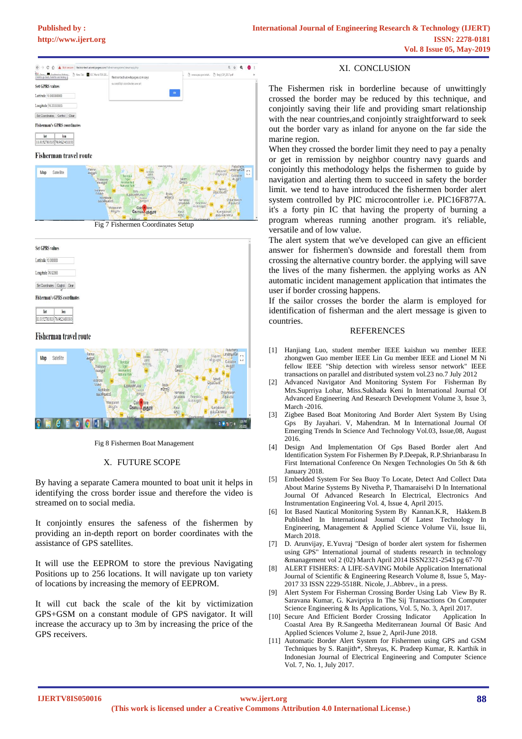Fig 7 Fishermen Coordinates Setup

Fig 8 Fishermen Boat Management

## X. FUTURE SCOPE

By having a separate Camera mounted to boat unit it helps in identifying the cross border issue and therefore the video is streamed on to social media.

It conjointly ensures the safeness of the fishermen by providing an in-depth report on border coordinates with the assistance of GPS satellites.

It will use the EEPROM to store the previous Navigating Positions up to 256 locations. It will navigate up ton variety of locations by increasing the memory of EEPROM.

It will cut back the scale of the kit by victimization GPS+GSM on a constant module of GPS navigator. It will increase the accuracy up to 3m by increasing the price of the GPS receivers.

## XI. CONCLUSION

The Fishermen risk in borderline because of unwittingly crossed the border may be reduced by this technique, and conjointly saving their life and providing smart relationship with the near countries,and conjointly straightforward to seek out the border vary as inland for anyone on the far side the marine region.

When they crossed the border limit they need to pay a penalty or get in remission by neighbor country navy guards and conjointly this methodology helps the fishermen to guide by navigation and alerting them to succeed in safety the border limit. we tend to have introduced the fishermen border alert system controlled by PIC microcontroller i.e. PIC16F877A. it's a forty pin IC that having the property of burning a program whereas running another program. it's reliable, versatile and of low value.

The alert system that we've developed can give an efficient answer for fishermen's downside and forestall them from crossing the alternative country border. the applying will save the lives of the many fishermen. the applying works as AN automatic incident management application that intimates the user if border crossing happens.

If the sailor crosses the border the alarm is employed for identification of fisherman and the alert message is given to countries.

## REFERENCES

[1] Hanjiang Luo, student member IEEE kaishun wu member IEEE zhongwen Guo member IEEE Lin Gu member IEEE and Lionel M Ni fellow IEEE "Ship detection with wireless sensor network" IEEE transactions on parallel and distributed system vol.23 no.7 July 2012

[2] Advanced Navigator And Monitoring System For Fisherman By Mrs.Suprriya Lohar, Miss.Sukhada Keni In International Journal Of Advanced Engineering And Research Development Volume 3, Issue 3, March -2016.

[3] Zigbee Based Boat Monitoring And Border Alert System By Using Gps By Jayahari. V, Mahendran. M In International Journal Of Emerging Trends In Science And Technology Vol.03, Issue,08, August 2016.

[4] Design And Implementation Of Gps Based Border alert And Identification System For Fishermen By P.Deepak, R.P.Shrianbarasu In First International Conference On Nexgen Technologies On 5th & 6th January 2018.

[5] Embedded System For Sea Buoy To Locate, Detect And Collect Data About Marine Systems By Nivetha P, Thamaraiselvi D In International Journal Of Advanced Research In Electrical, Electronics And Instrumentation Engineering Vol. 4, Issue 4, April 2015.

[6] Iot Based Nautical Monitoring System By Kannan.K.R, Hakkem.B Published In International Journal Of Latest Technology In Engineering, Management & Applied Science Volume Vii, Issue Iii, March 2018.

[7] D. Arunvijay, E.Yuvraj "Design of border alert system for fishermen using GPS" International journal of students research in technology &management vol 2 (02) March April 2014 ISSN2321-2543 pg 67-70

[8] ALERT FISHERS: A LIFE-SAVING Mobile Application International Journal of Scientific & Engineering Research Volume 8, Issue 5, May-2017 33 ISSN 2229-5518R. Nicole, J..Abbrev., in a press.

[9] Alert System For Fisherman Crossing Border Using Lab View By R. Saravana Kumar, G. Kavipriya In The Sij Transactions On Computer Science Engineering & Its Applications, Vol. 5, No. 3, April 2017.

[10] Secure And Efficient Border Crossing Indicator Application In Coastal Area By R.Sangeetha Mediterranean Journal Of Basic And Applied Sciences Volume 2, Issue 2, April-June 2018.

[11] Automatic Border Alert System for Fishermen using GPS and GSM Techniques by S. Ranjith*, Shreyas, K. Pradeep Kumar, R. Karthik in Indonesian Journal of Electrical Engineering and Computer Science Vol. 7, No. 1, July 2017.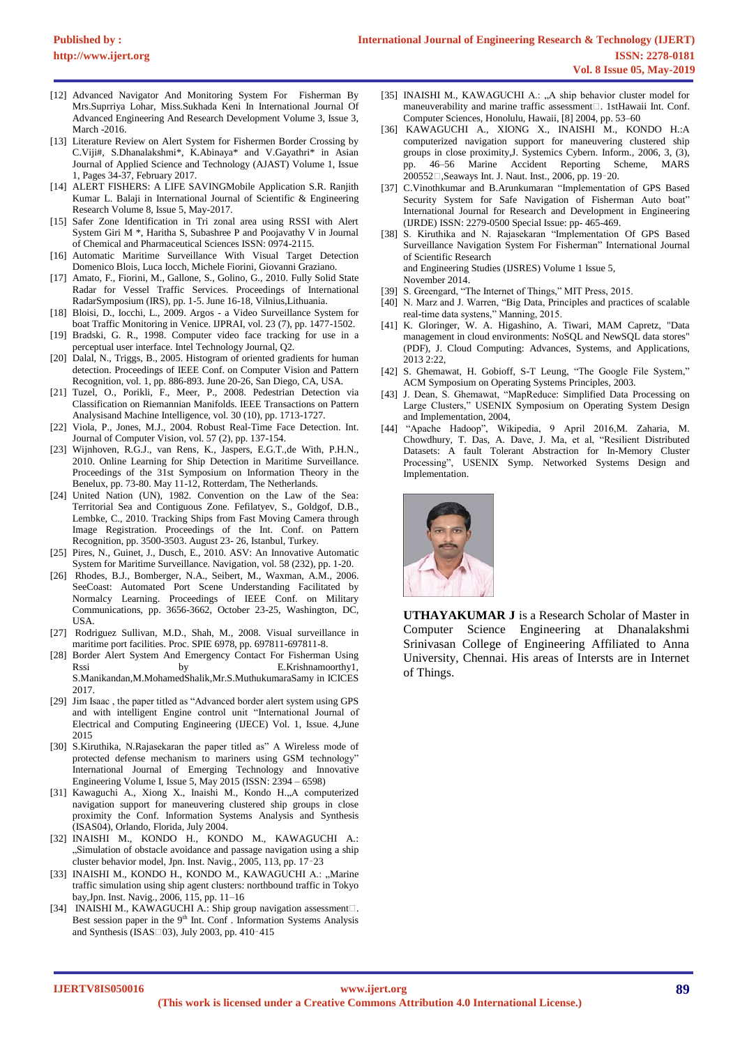[12] Advanced Navigator And Monitoring System For Fisherman By Mrs.Suprriya Lohar, Miss.Sukhada Keni In International Journal Of Advanced Engineering And Research Development Volume 3, Issue 3, March -2016.

[13] Literature Review on Alert System for Fishermen Border Crossing by C.Viji#, S.Dhanalakshmi*, K.Abinaya* and V.Gayathri* in Asian Journal of Applied Science and Technology (AJAST) Volume 1, Issue 1, Pages 34-37, February 2017.

[14] ALERT FISHERS: A LIFE SAVINGMobile Application S.R. Ranjith Kumar L. Balaji in International Journal of Scientific & Engineering Research Volume 8, Issue 5, May-2017.

[15] Safer Zone Identification in Tri zonal area using RSSI with Alert System Giri M *, Haritha S, Subashree P and Poojavathy V in Journal of Chemical and Pharmaceutical Sciences ISSN: 0974-2115.

[16] Automatic Maritime Surveillance With Visual Target Detection Domenico Blois, Luca Iocch, Michele Fiorini, Giovanni Graziano.

[17] Amato, F., Fiorini, M., Gallone, S., Golino, G., 2010. Fully Solid State Radar for Vessel Traffic Services. Proceedings of International RadarSymposium (IRS), pp. 1-5. June 16-18, Vilnius,Lithuania.

[18] Bloisi, D., Iocchi, L., 2009. Argos - a Video Surveillance System for boat Traffic Monitoring in Venice. IJPRAI, vol. 23 (7), pp. 1477-1502.

[19] Bradski, G. R., 1998. Computer video face tracking for use in a perceptual user interface. Intel Technology Journal, Q2.

[20] Dalal, N., Triggs, B., 2005. Histogram of oriented gradients for human detection. Proceedings of IEEE Conf. on Computer Vision and Pattern Recognition, vol. 1, pp. 886-893. June 20-26, San Diego, CA, USA.

[21] Tuzel, O., Porikli, F., Meer, P., 2008. Pedestrian Detection via Classification on Riemannian Manifolds. IEEE Transactions on Pattern Analysisand Machine Intelligence, vol. 30 (10), pp. 1713-1727.

[22] Viola, P., Jones, M.J., 2004. Robust Real-Time Face Detection. Int. Journal of Computer Vision, vol. 57 (2), pp. 137-154.

[23] Wijnhoven, R.G.J., van Rens, K., Jaspers, E.G.T.,de With, P.H.N., 2010. Online Learning for Ship Detection in Maritime Surveillance. Proceedings of the 31st Symposium on Information Theory in the Benelux, pp. 73-80. May 11-12, Rotterdam, The Netherlands.

[24] United Nation (UN), 1982. Convention on the Law of the Sea: Territorial Sea and Contiguous Zone. Fefilatyev, S., Goldgof, D.B., Lembke, C., 2010. Tracking Ships from Fast Moving Camera through Image Registration. Proceedings of the Int. Conf. on Pattern Recognition, pp. 3500-3503. August 23- 26, Istanbul, Turkey.

[25] Pires, N., Guinet, J., Dusch, E., 2010. ASV: An Innovative Automatic System for Maritime Surveillance. Navigation, vol. 58 (232), pp. 1-20.

[26] Rhodes, B.J., Bomberger, N.A., Seibert, M., Waxman, A.M., 2006. SeeCoast: Automated Port Scene Understanding Facilitated by Normalcy Learning. Proceedings of IEEE Conf. on Military Communications, pp. 3656-3662, October 23-25, Washington, DC, USA.

[27] Rodriguez Sullivan, M.D., Shah, M., 2008. Visual surveillance in maritime port facilities. Proc. SPIE 6978, pp. 697811-697811-8.

[28] Border Alert System And Emergency Contact For Fisherman Using Rssi by E.Krishnamoorthy1, S.Manikandan,M.MohamedShalik,Mr.S.MuthukumaraSamy in ICICES 2017.

[29] Jim Isaac , the paper titled as "Advanced border alert system using GPS and with intelligent Engine control unit "International Journal of Electrical and Computing Engineering (IJECE) Vol. 1, Issue. 4,June 2015

[30] S.Kiruthika, N.Rajasekaran the paper titled as" A Wireless mode of protected defense mechanism to mariners using GSM technology" International Journal of Emerging Technology and Innovative Engineering Volume I, Issue 5, May 2015 (ISSN: 2394 – 6598)

[31] Kawaguchi A., Xiong X., Inaishi M., Kondo H.,„A computerized navigation support for maneuvering clustered ship groups in close proximity the Conf. Information Systems Analysis and Synthesis (ISAS04), Orlando, Florida, July 2004.

[32] INAISHI M., KONDO H., KONDO M., KAWAGUCHI A.: „Simulation of obstacle avoidance and passage navigation using a ship cluster behavior model, Jpn. Inst. Navig., 2005, 113, pp. 17‑23

[33] INAISHI M., KONDO H., KONDO M., KAWAGUCHI A.: „Marine traffic simulation using ship agent clusters: northbound traffic in Tokyo bay,Jpn. Inst. Navig., 2006, 115, pp. 11–16

[34] INAISHI M., KAWAGUCHI A.: Ship group navigation assessment□. Best session paper in the 9th Int. Conf . Information Systems Analysis and Synthesis (ISAS□03), July 2003, pp. 410‑415

[35] INAISHI M., KAWAGUCHI A.: „A ship behavior cluster model for maneuverability and marine traffic assessment□. 1stHawaii Int. Conf. Computer Sciences, Honolulu, Hawaii, [8] 2004, pp. 53–60

[36] KAWAGUCHI A., XIONG X., INAISHI M., KONDO H.:A computerized navigation support for maneuvering clustered ship groups in close proximity,J. Systemics Cybern. Inform., 2006, 3, (3), pp. 46–56 Marine Accident Reporting Scheme, MARS 200552□,Seaways Int. J. Naut. Inst., 2006, pp. 19‑20.

[37] C.Vinothkumar and B.Arunkumaran "Implementation of GPS Based Security System for Safe Navigation of Fisherman Auto boat" International Journal for Research and Development in Engineering (IJRDE) ISSN: 2279-0500 Special Issue: pp- 465-469.

[38] S. Kiruthika and N. Rajasekaran "Implementation Of GPS Based Surveillance Navigation System For Fisherman" International Journal of Scientific Research
and Engineering Studies (IJSRES) Volume 1 Issue 5,
November 2014.

[39] S. Greengard, "The Internet of Things," MIT Press, 2015.

[40] N. Marz and J. Warren, "Big Data, Principles and practices of scalable real-time data systens," Manning, 2015.

[41] K. Gloringer, W. A. Higashino, A. Tiwari, MAM Capretz, "Data management in cloud environments: NoSQL and NewSQL data stores" (PDF), J. Cloud Computing: Advances, Systems, and Applications, 2013 2:22,

[42] S. Ghemawat, H. Gobioff, S-T Leung, "The Google File System," ACM Symposium on Operating Systems Principles, 2003.

[43] J. Dean, S. Ghemawat, "MapReduce: Simplified Data Processing on Large Clusters," USENIX Symposium on Operating System Design and Implementation, 2004,

[44] "Apache Hadoop", Wikipedia, 9 April 2016,M. Zaharia, M. Chowdhury, T. Das, A. Dave, J. Ma, et al, "Resilient Distributed Datasets: A fault Tolerant Abstraction for In-Memory Cluster Processing", USENIX Symp. Networked Systems Design and Implementation.

**UTHAYAKUMAR J** is a Research Scholar of Master in Computer Science Engineering at Dhanalakshmi Srinivasan College of Engineering Affiliated to Anna University, Chennai. His areas of Intersts are in Internet of Things.